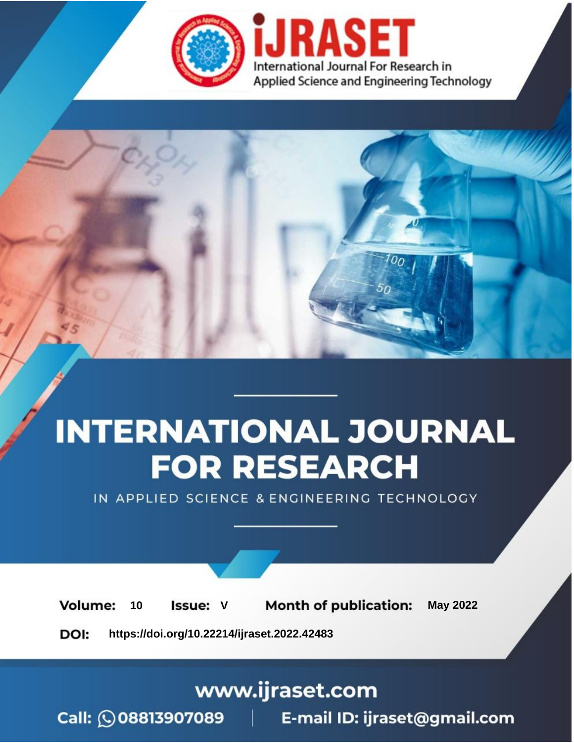International Journal For Research in Applied Science and Engineering Technology

# INTERNATIONAL JOURNAL FOR RESEARCH

IN APPLIED SCIENCE & ENGINEERING TECHNOLOGY

**Volume:** 10 **Issue:** V **Month of publication:** May 2022

**DOI:** https://doi.org/10.22214/ijraset.2022.42483

www.ijraset.com

Call: 08813907089 | E-mail ID: ijraset@gmail.com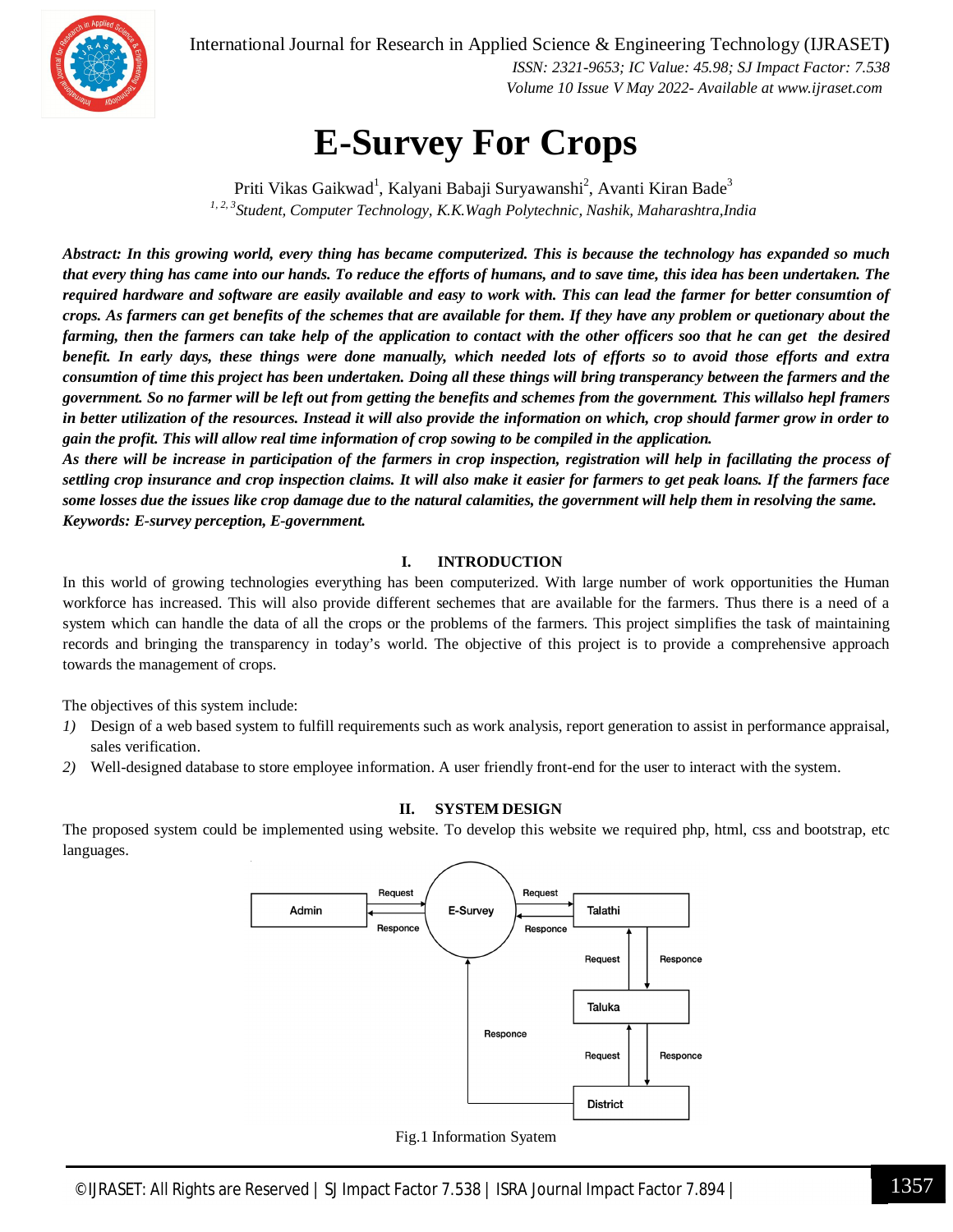# E-Survey For Crops

Priti Vikas Gaikwad[1], Kalyani Babaji Suryawanshi[2], Avanti Kiran Bade[3]

[1, 2, 3]*Student, Computer Technology, K.K.Wagh Polytechnic, Nashik, Maharashtra,India*

***Abstract:** In this growing world, every thing has became computerized. This is because the technology has expanded so much that every thing has came into our hands. To reduce the efforts of humans, and to save time, this idea has been undertaken. The required hardware and software are easily available and easy to work with. This can lead the farmer for better consumtion of crops. As farmers can get benefits of the schemes that are available for them. If they have any problem or quetionary about the farming, then the farmers can take help of the application to contact with the other officers soo that he can get the desired benefit. In early days, these things were done manually, which needed lots of efforts so to avoid those efforts and extra consumtion of time this project has been undertaken. Doing all these things will bring transperancy between the farmers and the government. So no farmer will be left out from getting the benefits and schemes from the government. This willalso hepl framers in better utilization of the resources. Instead it will also provide the information on which, crop should farmer grow in order to gain the profit. This will allow real time information of crop sowing to be compiled in the application.*

***As there will be increase in participation of the farmers in crop inspection, registration will help in facillating the process of settling crop insurance and crop inspection claims. It will also make it easier for farmers to get peak loans. If the farmers face some losses due the issues like crop damage due to the natural calamities, the government will help them in resolving the same.***

***Keywords:** E-survey perception, E-government.*

## I. INTRODUCTION

In this world of growing technologies everything has been computerized. With large number of work opportunities the Human workforce has increased. This will also provide different sechemes that are available for the farmers. Thus there is a need of a system which can handle the data of all the crops or the problems of the farmers. This project simplifies the task of maintaining records and bringing the transparency in today's world. The objective of this project is to provide a comprehensive approach towards the management of crops.

The objectives of this system include:

1) Design of a web based system to fulfill requirements such as work analysis, report generation to assist in performance appraisal, sales verification.
2) Well-designed database to store employee information. A user friendly front-end for the user to interact with the system.

## II. SYSTEM DESIGN

The proposed system could be implemented using website. To develop this website we required php, html, css and bootstrap, etc languages.

Fig.1 Information Syatem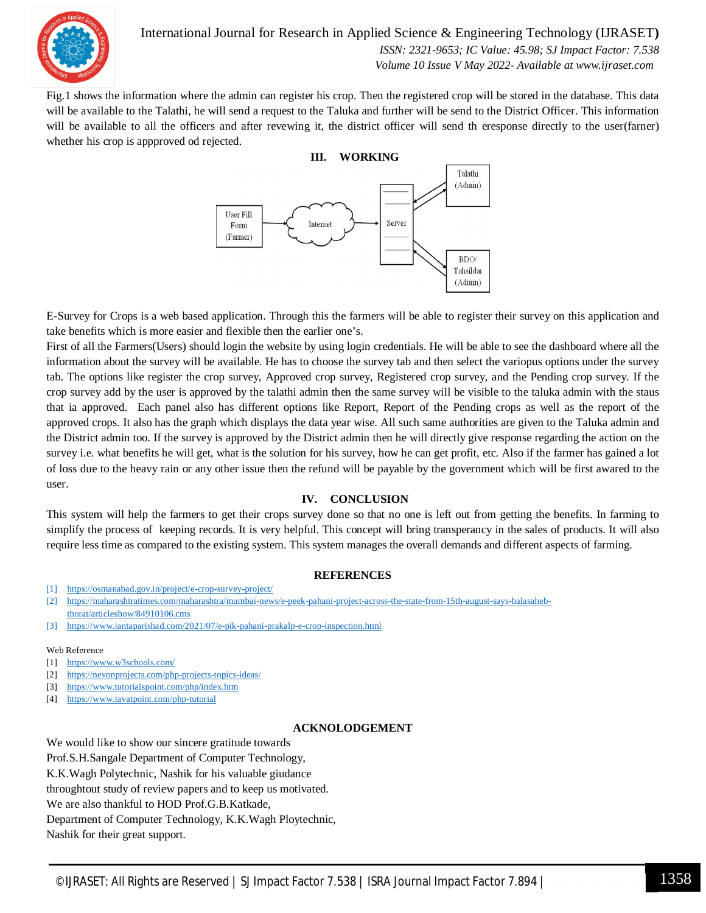Fig.1 shows the information where the admin can register his crop. Then the registered crop will be stored in the database. This data will be available to the Talathi, he will send a request to the Taluka and further will be send to the District Officer. This information will be available to all the officers and after revewing it, the district officer will send th eresponse directly to the user(farner) whether his crop is appproved od rejected.

## III. WORKING

E-Survey for Crops is a web based application. Through this the farmers will be able to register their survey on this application and take benefits which is more easier and flexible then the earlier one's.

First of all the Farmers(Users) should login the website by using login credentials. He will be able to see the dashboard where all the information about the survey will be available. He has to choose the survey tab and then select the variopus options under the survey tab. The options like register the crop survey, Approved crop survey, Registered crop survey, and the Pending crop survey. If the crop survey add by the user is approved by the talathi admin then the same survey will be visible to the taluka admin with the staus that ia approved. Each panel also has different options like Report, Report of the Pending crops as well as the report of the approved crops. It also has the graph which displays the data year wise. All such same authorities are given to the Taluka admin and the District admin too. If the survey is approved by the District admin then he will directly give response regarding the action on the survey i.e. what benefits he will get, what is the solution for his survey, how he can get profit, etc. Also if the farmer has gained a lot of loss due to the heavy rain or any other issue then the refund will be payable by the government which will be first awared to the user.

## IV. CONCLUSION

This system will help the farmers to get their crops survey done so that no one is left out from getting the benefits. In farming to simplify the process of keeping records. It is very helpful. This concept will bring transperancy in the sales of products. It will also require less time as compared to the existing system. This system manages the overall demands and different aspects of farming.

## REFERENCES

[1] https://osmanabad.gov.in/project/e-crop-survey-project/

[2] https://maharashtratimes.com/maharashtra/mumbai-news/e-peek-pahani-project-across-the-state-from-15th-august-says-balasaheb-thorat/articleshow/84910106.cms

[3] https://www.jantaparishad.com/2021/07/e-pik-pahani-prakalp-e-crop-inspection.html

Web Reference

[1] https://www.w3schools.com/

[2] https://nevonprojects.com/php-projects-topics-ideas/

[3] https://www.tutorialspoint.com/php/index.htm

[4] https://www.javatpoint.com/php-tutorial

## ACKNOLODGEMENT

We would like to show our sincere gratitude towards
Prof.S.H.Sangale Department of Computer Technology,
K.K.Wagh Polytechnic, Nashik for his valuable giudance
throughtout study of review papers and to keep us motivated.
We are also thankful to HOD Prof.G.B.Katkade,
Department of Computer Technology, K.K.Wagh Ploytechnic,
Nashik for their great support.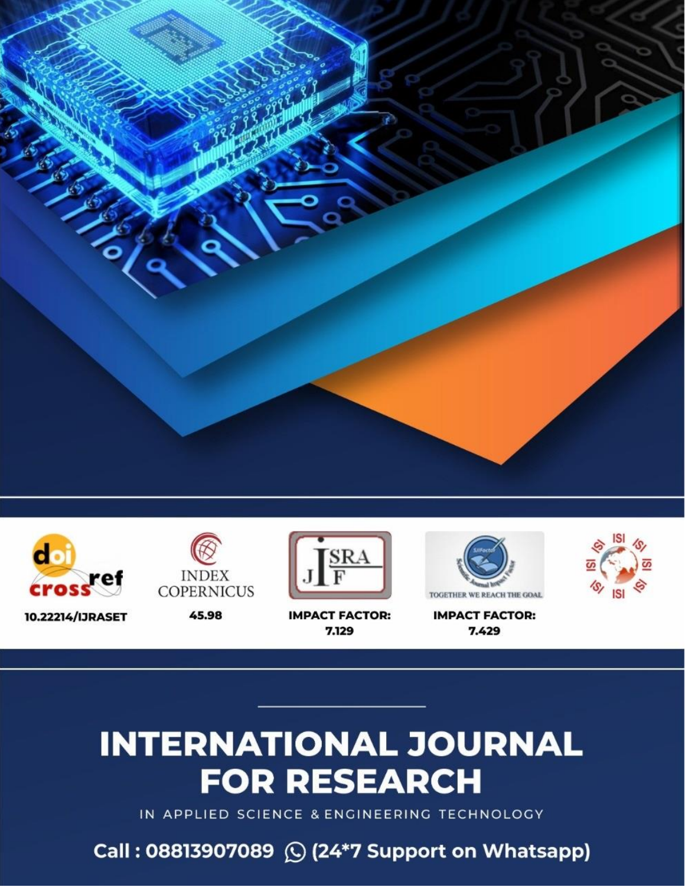10.22214/IJRASET

INDEX COPERNICUS

45.98

IMPACT FACTOR: 7.129

IMPACT FACTOR: 7.429

TOGETHER WE REACH THE GOAL

# INTERNATIONAL JOURNAL FOR RESEARCH

IN APPLIED SCIENCE & ENGINEERING TECHNOLOGY

Call : 08813907089 (24*7 Support on Whatsapp)